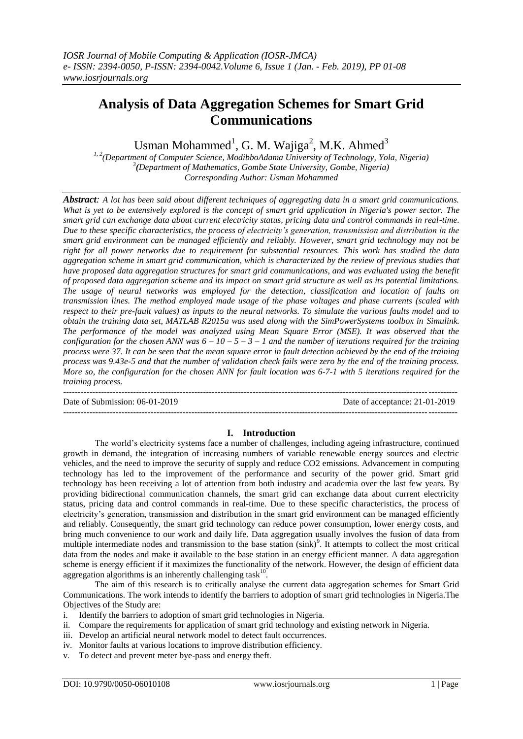# Analysis of Data Aggregation Schemes for Smart Grid Communications

Usman Mohammed[1], G. M. Wajiga[2], M.K. Ahmed[3]

[1, 2](Department of Computer Science, ModibboAdama University of Technology, Yola, Nigeria)
[3](Department of Mathematics, Gombe State University, Gombe, Nigeria)
Corresponding Author: Usman Mohammed

***Abstract**: A lot has been said about different techniques of aggregating data in a smart grid communications. What is yet to be extensively explored is the concept of smart grid application in Nigeria's power sector. The smart grid can exchange data about current electricity status, pricing data and control commands in real-time. Due to these specific characteristics, the process of electricity's generation, transmission and distribution in the smart grid environment can be managed efficiently and reliably. However, smart grid technology may not be right for all power networks due to requirement for substantial resources. This work has studied the data aggregation scheme in smart grid communication, which is characterized by the review of previous studies that have proposed data aggregation structures for smart grid communications, and was evaluated using the benefit of proposed data aggregation scheme and its impact on smart grid structure as well as its potential limitations. The usage of neural networks was employed for the detection, classification and location of faults on transmission lines. The method employed made usage of the phase voltages and phase currents (scaled with respect to their pre-fault values) as inputs to the neural networks. To simulate the various faults model and to obtain the training data set, MATLAB R2015a was used along with the SimPowerSystems toolbox in Simulink. The performance of the model was analyzed using Mean Square Error (MSE). It was observed that the configuration for the chosen ANN was 6 – 10 – 5 – 3 – 1 and the number of iterations required for the training process were 37. It can be seen that the mean square error in fault detection achieved by the end of the training process was 9.43e-5 and that the number of validation check fails were zero by the end of the training process. More so, the configuration for the chosen ANN for fault location was 6-7-1 with 5 iterations required for the training process.*

---

Date of Submission: 06-01-2019 | Date of acceptance: 21-01-2019

---

## I. Introduction

The world's electricity systems face a number of challenges, including ageing infrastructure, continued growth in demand, the integration of increasing numbers of variable renewable energy sources and electric vehicles, and the need to improve the security of supply and reduce $CO_2$ emissions. Advancement in computing technology has led to the improvement of the performance and security of the power grid. Smart grid technology has been receiving a lot of attention from both industry and academia over the last few years. By providing bidirectional communication channels, the smart grid can exchange data about current electricity status, pricing data and control commands in real-time. Due to these specific characteristics, the process of electricity's generation, transmission and distribution in the smart grid environment can be managed efficiently and reliably. Consequently, the smart grid technology can reduce power consumption, lower energy costs, and bring much convenience to our work and daily life. Data aggregation usually involves the fusion of data from multiple intermediate nodes and transmission to the base station (sink)[9]. It attempts to collect the most critical data from the nodes and make it available to the base station in an energy efficient manner. A data aggregation scheme is energy efficient if it maximizes the functionality of the network. However, the design of efficient data aggregation algorithms is an inherently challenging task[10].

The aim of this research is to critically analyse the current data aggregation schemes for Smart Grid Communications. The work intends to identify the barriers to adoption of smart grid technologies in Nigeria.The Objectives of the Study are:

i. Identify the barriers to adoption of smart grid technologies in Nigeria.
ii. Compare the requirements for application of smart grid technology and existing network in Nigeria.
iii. Develop an artificial neural network model to detect fault occurrences.
iv. Monitor faults at various locations to improve distribution efficiency.
v. To detect and prevent meter bye-pass and energy theft.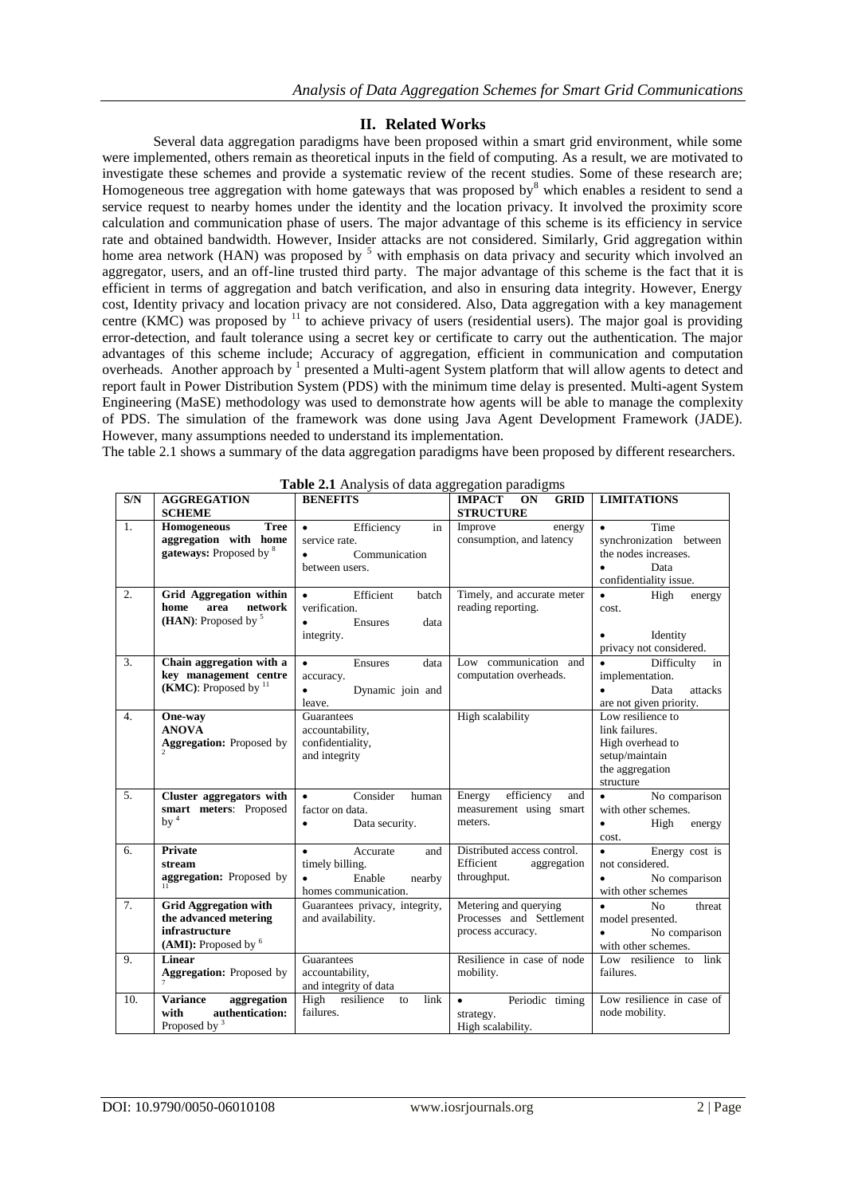## II. Related Works

Several data aggregation paradigms have been proposed within a smart grid environment, while some were implemented, others remain as theoretical inputs in the field of computing. As a result, we are motivated to investigate these schemes and provide a systematic review of the recent studies. Some of these research are; Homogeneous tree aggregation with home gateways that was proposed by[8] which enables a resident to send a service request to nearby homes under the identity and the location privacy. It involved the proximity score calculation and communication phase of users. The major advantage of this scheme is its efficiency in service rate and obtained bandwidth. However, Insider attacks are not considered. Similarly, Grid aggregation within home area network (HAN) was proposed by [5] with emphasis on data privacy and security which involved an aggregator, users, and an off-line trusted third party. The major advantage of this scheme is the fact that it is efficient in terms of aggregation and batch verification, and also in ensuring data integrity. However, Energy cost, Identity privacy and location privacy are not considered. Also, Data aggregation with a key management centre (KMC) was proposed by [11] to achieve privacy of users (residential users). The major goal is providing error-detection, and fault tolerance using a secret key or certificate to carry out the authentication. The major advantages of this scheme include; Accuracy of aggregation, efficient in communication and computation overheads. Another approach by [1] presented a Multi-agent System platform that will allow agents to detect and report fault in Power Distribution System (PDS) with the minimum time delay is presented. Multi-agent System Engineering (MaSE) methodology was used to demonstrate how agents will be able to manage the complexity of PDS. The simulation of the framework was done using Java Agent Development Framework (JADE). However, many assumptions needed to understand its implementation.

The table 2.1 shows a summary of the data aggregation paradigms have been proposed by different researchers.

**Table 2.1** Analysis of data aggregation paradigms

| S/N | AGGREGATION SCHEME | BENEFITS | IMPACT ON GRID STRUCTURE | LIMITATIONS |
|---|---|---|---|---|
| 1. | **Homogeneous Tree aggregation with home gateways:** Proposed by [8] | • Efficiency in service rate.<br>• Communication between users. | Improve energy consumption, and latency | • Time synchronization between the nodes increases.<br>• Data confidentiality issue. |
| 2. | **Grid Aggregation within home area network (HAN)**: Proposed by [5] | • Efficient batch verification.<br>• Ensures data integrity. | Timely, and accurate meter reading reporting. | • High energy cost.<br>• Identity privacy not considered. |
| 3. | **Chain aggregation with a key management centre (KMC)**: Proposed by [11] | • Ensures data accuracy.<br>• Dynamic join and leave. | Low communication and computation overheads. | • Difficulty in implementation.<br>• Data attacks are not given priority. |
| 4. | **One-way ANOVA Aggregation:** Proposed by [2] | Guarantees accountability, confidentiality, and integrity | High scalability | Low resilience to link failures.<br>High overhead to setup/maintain the aggregation structure |
| 5. | **Cluster aggregators with smart meters**: Proposed by [4] | • Consider human factor on data.<br>• Data security. | Energy efficiency and measurement using smart meters. | • No comparison with other schemes.<br>• High energy cost. |
| 6. | **Private stream aggregation:** Proposed by [11] | • Accurate and timely billing.<br>• Enable nearby homes communication. | Distributed access control. Efficient aggregation throughput. | • Energy cost is not considered.<br>• No comparison with other schemes |
| 7. | **Grid Aggregation with the advanced metering infrastructure (AMI):** Proposed by [6] | Guarantees privacy, integrity, and availability. | Metering and querying Processes and Settlement process accuracy. | • No threat model presented.<br>• No comparison with other schemes. |
| 9. | **Linear Aggregation:** Proposed by [7] | Guarantees accountability, and integrity of data | Resilience in case of node mobility. | Low resilience to link failures. |
| 10. | **Variance aggregation with authentication:** Proposed by [3] | High resilience to link failures. | • Periodic timing strategy.<br>High scalability. | Low resilience in case of node mobility. |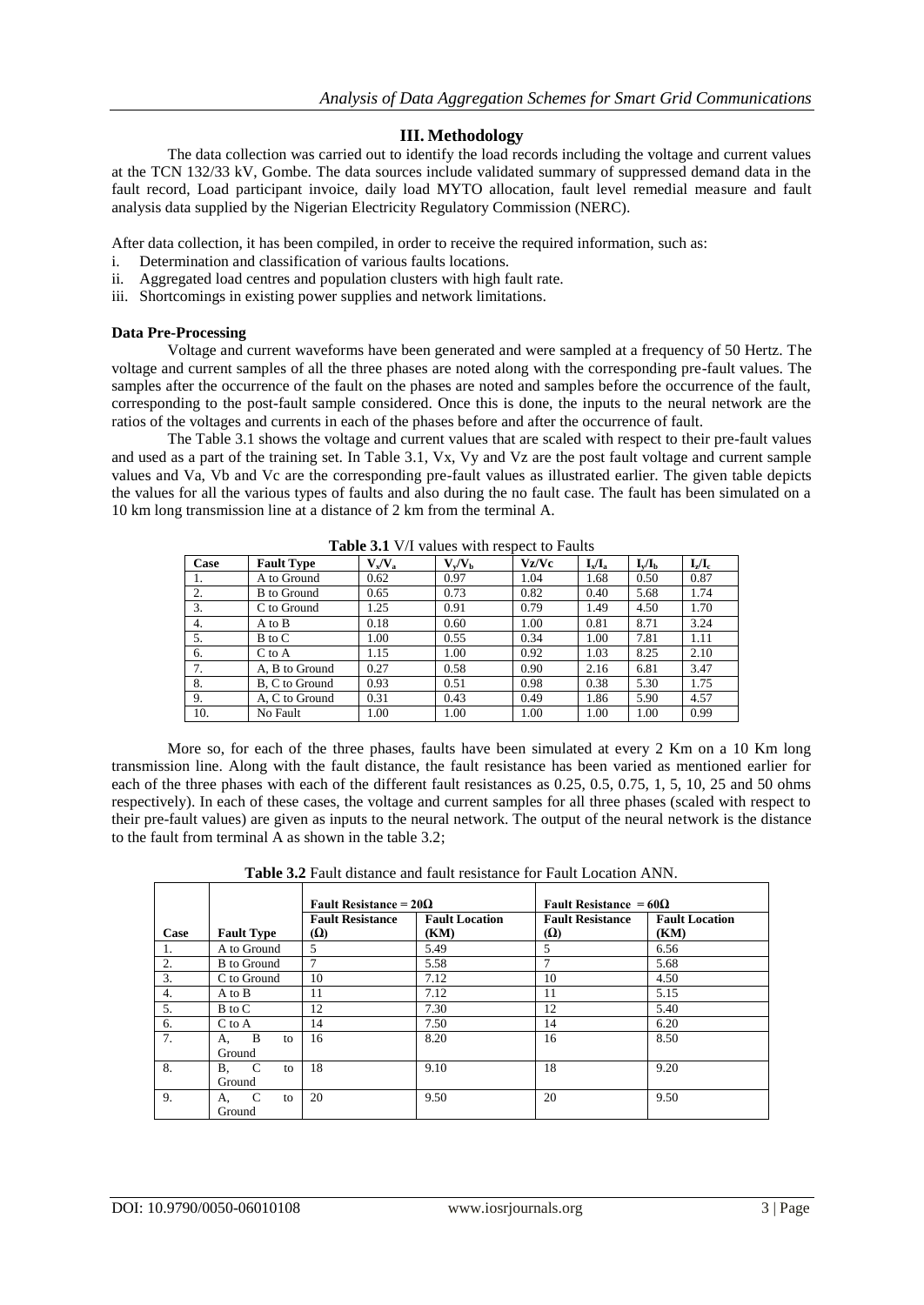## III. Methodology

The data collection was carried out to identify the load records including the voltage and current values at the TCN 132/33 kV, Gombe. The data sources include validated summary of suppressed demand data in the fault record, Load participant invoice, daily load MYTO allocation, fault level remedial measure and fault analysis data supplied by the Nigerian Electricity Regulatory Commission (NERC).

After data collection, it has been compiled, in order to receive the required information, such as:

i. Determination and classification of various faults locations.
ii. Aggregated load centres and population clusters with high fault rate.
iii. Shortcomings in existing power supplies and network limitations.

### Data Pre-Processing

Voltage and current waveforms have been generated and were sampled at a frequency of 50 Hertz. The voltage and current samples of all the three phases are noted along with the corresponding pre-fault values. The samples after the occurrence of the fault on the phases are noted and samples before the occurrence of the fault, corresponding to the post-fault sample considered. Once this is done, the inputs to the neural network are the ratios of the voltages and currents in each of the phases before and after the occurrence of fault.

The Table 3.1 shows the voltage and current values that are scaled with respect to their pre-fault values and used as a part of the training set. In Table 3.1, Vx, Vy and Vz are the post fault voltage and current sample values and Va, Vb and Vc are the corresponding pre-fault values as illustrated earlier. The given table depicts the values for all the various types of faults and also during the no fault case. The fault has been simulated on a 10 km long transmission line at a distance of 2 km from the terminal A.

**Table 3.1** V/I values with respect to Faults

| Case | Fault Type | $V_x/V_a$ | $V_y/V_b$ | Vz/Vc | $I_x/I_a$ | $I_y/I_b$ | $I_z/I_c$ |
|---|---|---|---|---|---|---|---|
| 1. | A to Ground | 0.62 | 0.97 | 1.04 | 1.68 | 0.50 | 0.87 |
| 2. | B to Ground | 0.65 | 0.73 | 0.82 | 0.40 | 5.68 | 1.74 |
| 3. | C to Ground | 1.25 | 0.91 | 0.79 | 1.49 | 4.50 | 1.70 |
| 4. | A to B | 0.18 | 0.60 | 1.00 | 0.81 | 8.71 | 3.24 |
| 5. | B to C | 1.00 | 0.55 | 0.34 | 1.00 | 7.81 | 1.11 |
| 6. | C to A | 1.15 | 1.00 | 0.92 | 1.03 | 8.25 | 2.10 |
| 7. | A, B to Ground | 0.27 | 0.58 | 0.90 | 2.16 | 6.81 | 3.47 |
| 8. | B, C to Ground | 0.93 | 0.51 | 0.98 | 0.38 | 5.30 | 1.75 |
| 9. | A, C to Ground | 0.31 | 0.43 | 0.49 | 1.86 | 5.90 | 4.57 |
| 10. | No Fault | 1.00 | 1.00 | 1.00 | 1.00 | 1.00 | 0.99 |

More so, for each of the three phases, faults have been simulated at every 2 Km on a 10 Km long transmission line. Along with the fault distance, the fault resistance has been varied as mentioned earlier for each of the three phases with each of the different fault resistances as 0.25, 0.5, 0.75, 1, 5, 10, 25 and 50 ohms respectively). In each of these cases, the voltage and current samples for all three phases (scaled with respect to their pre-fault values) are given as inputs to the neural network. The output of the neural network is the distance to the fault from terminal A as shown in the table 3.2;

**Table 3.2** Fault distance and fault resistance for Fault Location ANN.

| | | Fault Resistance = 20Ω | | Fault Resistance = 60Ω | |
|---|---|---|---|---|---|
| Case | Fault Type | Fault Resistance (Ω) | Fault Location (KM) | Fault Resistance (Ω) | Fault Location (KM) |
| 1. | A to Ground | 5 | 5.49 | 5 | 6.56 |
| 2. | B to Ground | 7 | 5.58 | 7 | 5.68 |
| 3. | C to Ground | 10 | 7.12 | 10 | 4.50 |
| 4. | A to B | 11 | 7.12 | 11 | 5.15 |
| 5. | B to C | 12 | 7.30 | 12 | 5.40 |
| 6. | C to A | 14 | 7.50 | 14 | 6.20 |
| 7. | A, B to Ground | 16 | 8.20 | 16 | 8.50 |
| 8. | B, C to Ground | 18 | 9.10 | 18 | 9.20 |
| 9. | A, C to Ground | 20 | 9.50 | 20 | 9.50 |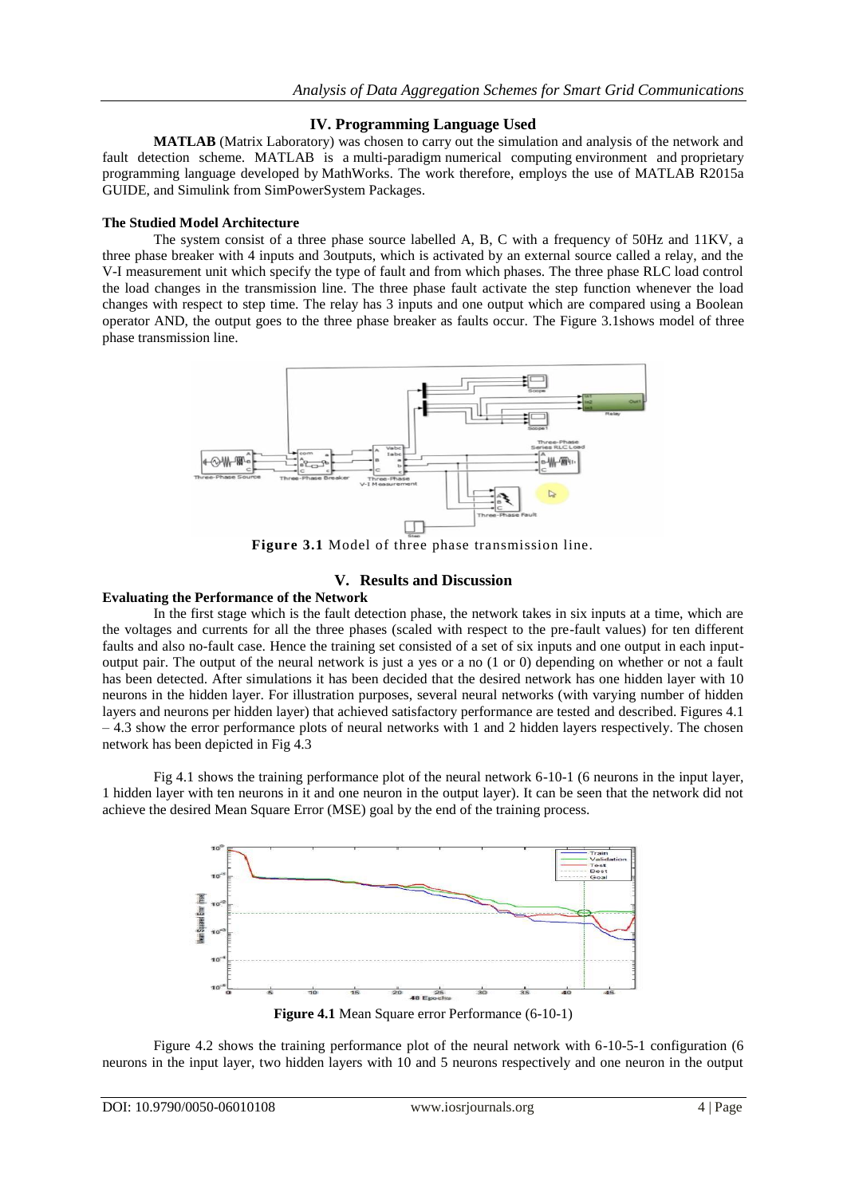## IV. Programming Language Used

**MATLAB** (Matrix Laboratory) was chosen to carry out the simulation and analysis of the network and fault detection scheme. MATLAB is a multi-paradigm numerical computing environment and proprietary programming language developed by MathWorks. The work therefore, employs the use of MATLAB R2015a GUIDE, and Simulink from SimPowerSystem Packages.

**The Studied Model Architecture**

The system consist of a three phase source labelled A, B, C with a frequency of 50Hz and 11KV, a three phase breaker with 4 inputs and 3outputs, which is activated by an external source called a relay, and the V-I measurement unit which specify the type of fault and from which phases. The three phase RLC load control the load changes in the transmission line. The three phase fault activate the step function whenever the load changes with respect to step time. The relay has 3 inputs and one output which are compared using a Boolean operator AND, the output goes to the three phase breaker as faults occur. The Figure 3.1shows model of three phase transmission line.

**Figure 3.1** Model of three phase transmission line.

## V. Results and Discussion

**Evaluating the Performance of the Network**

In the first stage which is the fault detection phase, the network takes in six inputs at a time, which are the voltages and currents for all the three phases (scaled with respect to the pre-fault values) for ten different faults and also no-fault case. Hence the training set consisted of a set of six inputs and one output in each input-output pair. The output of the neural network is just a yes or a no (1 or 0) depending on whether or not a fault has been detected. After simulations it has been decided that the desired network has one hidden layer with 10 neurons in the hidden layer. For illustration purposes, several neural networks (with varying number of hidden layers and neurons per hidden layer) that achieved satisfactory performance are tested and described. Figures 4.1 – 4.3 show the error performance plots of neural networks with 1 and 2 hidden layers respectively. The chosen network has been depicted in Fig 4.3

Fig 4.1 shows the training performance plot of the neural network 6-10-1 (6 neurons in the input layer, 1 hidden layer with ten neurons in it and one neuron in the output layer). It can be seen that the network did not achieve the desired Mean Square Error (MSE) goal by the end of the training process.

**Figure 4.1** Mean Square error Performance (6-10-1)

Figure 4.2 shows the training performance plot of the neural network with 6-10-5-1 configuration (6 neurons in the input layer, two hidden layers with 10 and 5 neurons respectively and one neuron in the output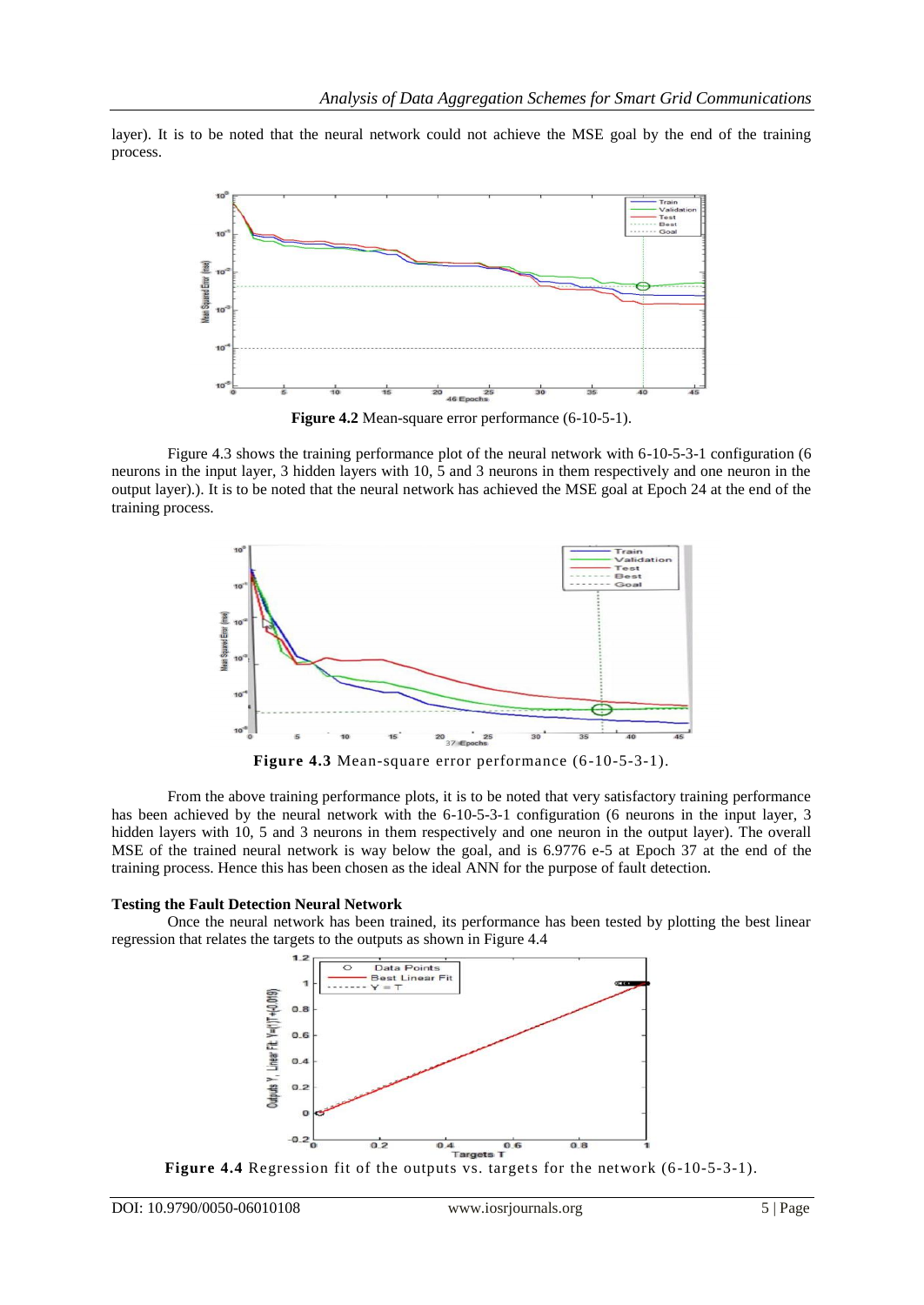layer). It is to be noted that the neural network could not achieve the MSE goal by the end of the training process.

**Figure 4.2** Mean-square error performance (6-10-5-1).

Figure 4.3 shows the training performance plot of the neural network with 6-10-5-3-1 configuration (6 neurons in the input layer, 3 hidden layers with 10, 5 and 3 neurons in them respectively and one neuron in the output layer).). It is to be noted that the neural network has achieved the MSE goal at Epoch 24 at the end of the training process.

**Figure 4.3** Mean-square error performance (6-10-5-3-1).

From the above training performance plots, it is to be noted that very satisfactory training performance has been achieved by the neural network with the 6-10-5-3-1 configuration (6 neurons in the input layer, 3 hidden layers with 10, 5 and 3 neurons in them respectively and one neuron in the output layer). The overall MSE of the trained neural network is way below the goal, and is 6.9776 e-5 at Epoch 37 at the end of the training process. Hence this has been chosen as the ideal ANN for the purpose of fault detection.

**Testing the Fault Detection Neural Network**

Once the neural network has been trained, its performance has been tested by plotting the best linear regression that relates the targets to the outputs as shown in Figure 4.4

**Figure 4.4** Regression fit of the outputs vs. targets for the network (6-10-5-3-1).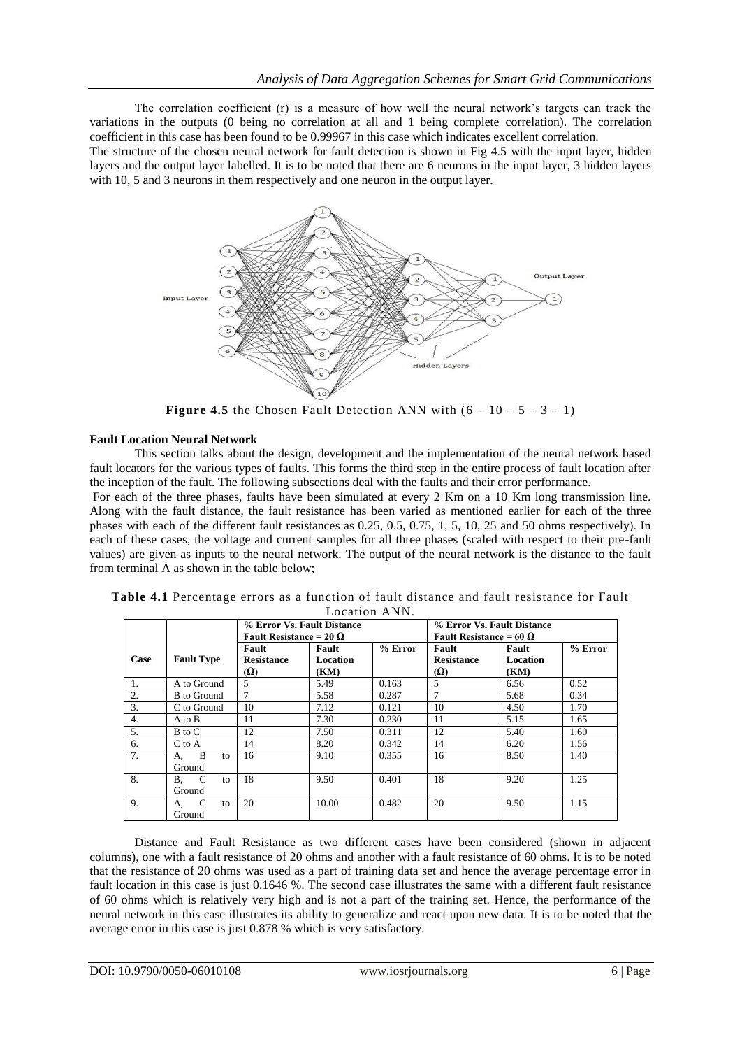The correlation coefficient (r) is a measure of how well the neural network's targets can track the variations in the outputs (0 being no correlation at all and 1 being complete correlation). The correlation coefficient in this case has been found to be 0.99967 in this case which indicates excellent correlation.

The structure of the chosen neural network for fault detection is shown in Fig 4.5 with the input layer, hidden layers and the output layer labelled. It is to be noted that there are 6 neurons in the input layer, 3 hidden layers with 10, 5 and 3 neurons in them respectively and one neuron in the output layer.

**Figure 4.5** the Chosen Fault Detection ANN with (6 – 10 – 5 – 3 – 1)

**Fault Location Neural Network**

This section talks about the design, development and the implementation of the neural network based fault locators for the various types of faults. This forms the third step in the entire process of fault location after the inception of the fault. The following subsections deal with the faults and their error performance.

For each of the three phases, faults have been simulated at every 2 Km on a 10 Km long transmission line. Along with the fault distance, the fault resistance has been varied as mentioned earlier for each of the three phases with each of the different fault resistances as 0.25, 0.5, 0.75, 1, 5, 10, 25 and 50 ohms respectively). In each of these cases, the voltage and current samples for all three phases (scaled with respect to their pre-fault values) are given as inputs to the neural network. The output of the neural network is the distance to the fault from terminal A as shown in the table below;

**Table 4.1** Percentage errors as a function of fault distance and fault resistance for Fault Location ANN.

| Case | Fault Type | % Error Vs. Fault Distance Fault Resistance = 20 Ω | | | % Error Vs. Fault Distance Fault Resistance = 60 Ω | | |
|---|---|---|---|---|---|---|---|
| | | Fault Resistance (Ω) | Fault Location (KM) | % Error | Fault Resistance (Ω) | Fault Location (KM) | % Error |
| 1. | A to Ground | 5 | 5.49 | 0.163 | 5 | 6.56 | 0.52 |
| 2. | B to Ground | 7 | 5.58 | 0.287 | 7 | 5.68 | 0.34 |
| 3. | C to Ground | 10 | 7.12 | 0.121 | 10 | 4.50 | 1.70 |
| 4. | A to B | 11 | 7.30 | 0.230 | 11 | 5.15 | 1.65 |
| 5. | B to C | 12 | 7.50 | 0.311 | 12 | 5.40 | 1.60 |
| 6. | C to A | 14 | 8.20 | 0.342 | 14 | 6.20 | 1.56 |
| 7. | A, B to Ground | 16 | 9.10 | 0.355 | 16 | 8.50 | 1.40 |
| 8. | B, C to Ground | 18 | 9.50 | 0.401 | 18 | 9.20 | 1.25 |
| 9. | A, C to Ground | 20 | 10.00 | 0.482 | 20 | 9.50 | 1.15 |

Distance and Fault Resistance as two different cases have been considered (shown in adjacent columns), one with a fault resistance of 20 ohms and another with a fault resistance of 60 ohms. It is to be noted that the resistance of 20 ohms was used as a part of training data set and hence the average percentage error in fault location in this case is just 0.1646 %. The second case illustrates the same with a different fault resistance of 60 ohms which is relatively very high and is not a part of the training set. Hence, the performance of the neural network in this case illustrates its ability to generalize and react upon new data. It is to be noted that the average error in this case is just 0.878 % which is very satisfactory.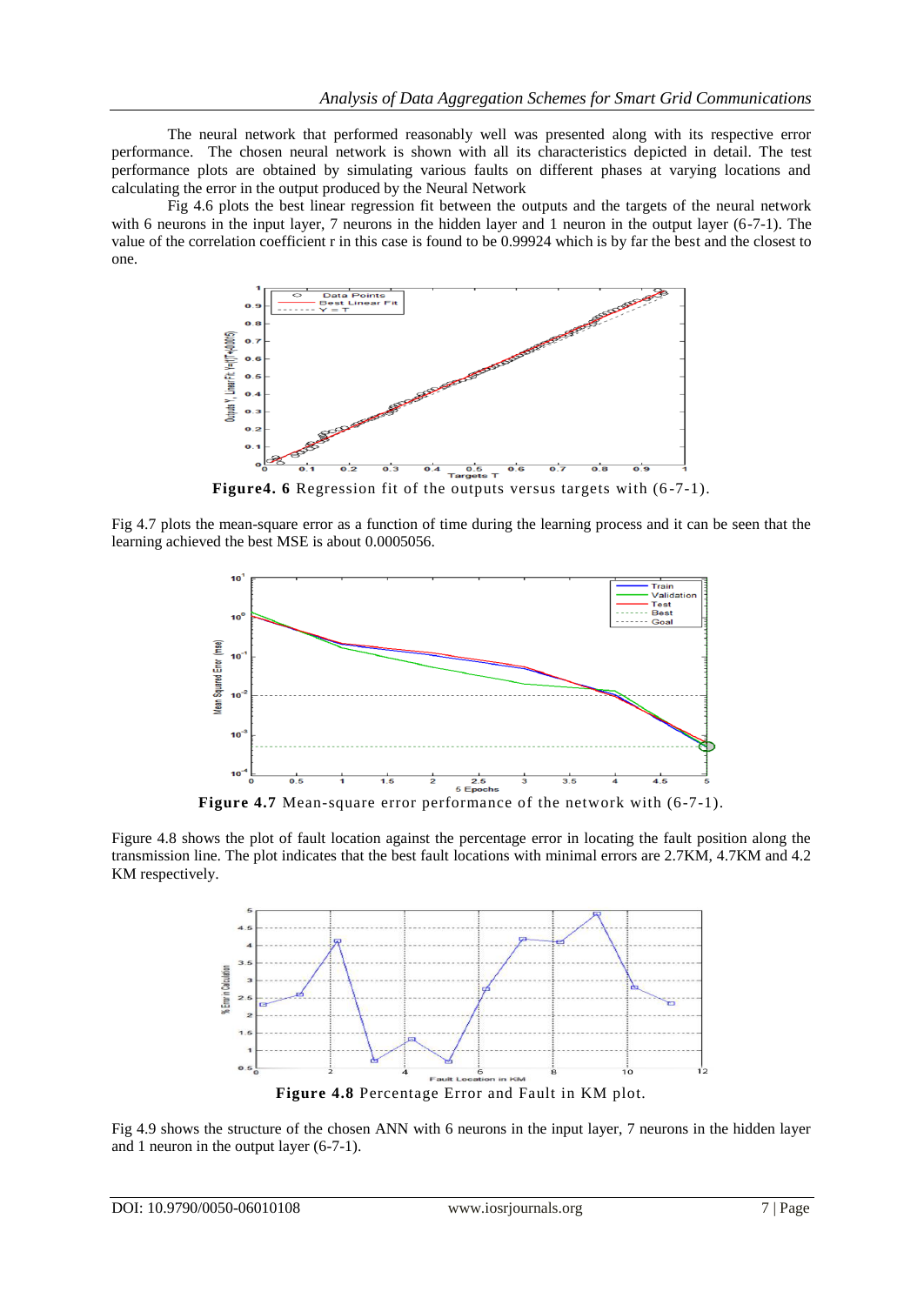The neural network that performed reasonably well was presented along with its respective error performance. The chosen neural network is shown with all its characteristics depicted in detail. The test performance plots are obtained by simulating various faults on different phases at varying locations and calculating the error in the output produced by the Neural Network

Fig 4.6 plots the best linear regression fit between the outputs and the targets of the neural network with 6 neurons in the input layer, 7 neurons in the hidden layer and 1 neuron in the output layer (6-7-1). The value of the correlation coefficient r in this case is found to be 0.99924 which is by far the best and the closest to one.

**Figure4. 6** Regression fit of the outputs versus targets with (6-7-1).

Fig 4.7 plots the mean-square error as a function of time during the learning process and it can be seen that the learning achieved the best MSE is about 0.0005056.

**Figure 4.7** Mean-square error performance of the network with (6-7-1).

Figure 4.8 shows the plot of fault location against the percentage error in locating the fault position along the transmission line. The plot indicates that the best fault locations with minimal errors are 2.7KM, 4.7KM and 4.2 KM respectively.

**Figure 4.8** Percentage Error and Fault in KM plot.

Fig 4.9 shows the structure of the chosen ANN with 6 neurons in the input layer, 7 neurons in the hidden layer and 1 neuron in the output layer (6-7-1).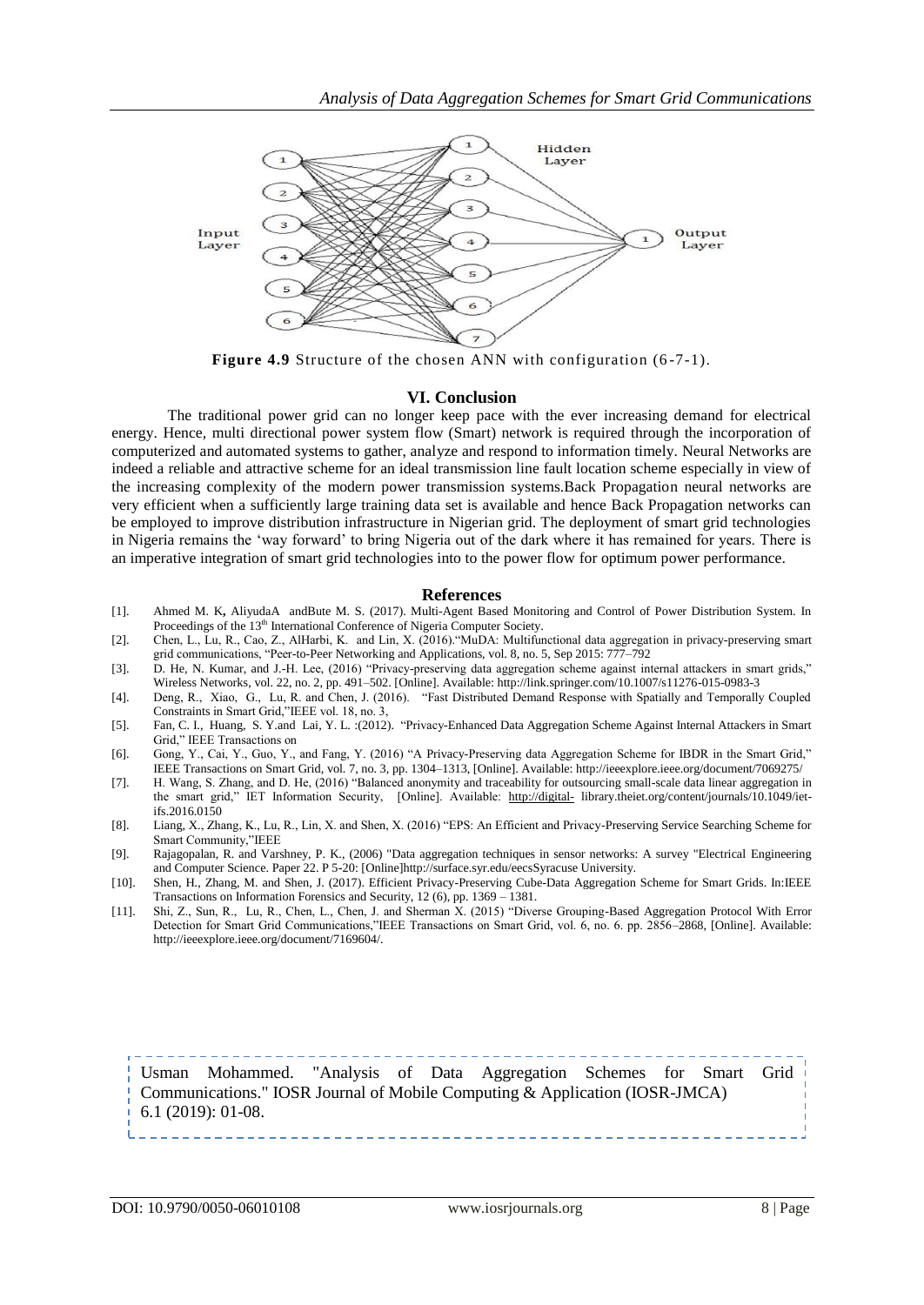Hidden Layer

Input Layer

Output Layer

1
2
3
4
5
6

1
2
3
4
5
6
7

1

**Figure 4.9** Structure of the chosen ANN with configuration (6-7-1).

## VI. Conclusion

The traditional power grid can no longer keep pace with the ever increasing demand for electrical energy. Hence, multi directional power system flow (Smart) network is required through the incorporation of computerized and automated systems to gather, analyze and respond to information timely. Neural Networks are indeed a reliable and attractive scheme for an ideal transmission line fault location scheme especially in view of the increasing complexity of the modern power transmission systems.Back Propagation neural networks are very efficient when a sufficiently large training data set is available and hence Back Propagation networks can be employed to improve distribution infrastructure in Nigerian grid. The deployment of smart grid technologies in Nigeria remains the 'way forward' to bring Nigeria out of the dark where it has remained for years. There is an imperative integration of smart grid technologies into to the power flow for optimum power performance.

## References

[1]. Ahmed M. K**,** AliyudaA andBute M. S. (2017). Multi-Agent Based Monitoring and Control of Power Distribution System. In Proceedings of the 13th International Conference of Nigeria Computer Society.

[2]. Chen, L., Lu, R., Cao, Z., AlHarbi, K. and Lin, X. (2016)."MuDA: Multifunctional data aggregation in privacy-preserving smart grid communications, "Peer-to-Peer Networking and Applications, vol. 8, no. 5, Sep 2015: 777–792

[3]. D. He, N. Kumar, and J.-H. Lee, (2016) "Privacy-preserving data aggregation scheme against internal attackers in smart grids," Wireless Networks, vol. 22, no. 2, pp. 491–502. [Online]. Available: http://link.springer.com/10.1007/s11276-015-0983-3

[4]. Deng, R., Xiao, G., Lu, R. and Chen, J. (2016). "Fast Distributed Demand Response with Spatially and Temporally Coupled Constraints in Smart Grid,"IEEE vol. 18, no. 3,

[5]. Fan, C. I., Huang, S. Y.and Lai, Y. L. :(2012). "Privacy-Enhanced Data Aggregation Scheme Against Internal Attackers in Smart Grid," IEEE Transactions on

[6]. Gong, Y., Cai, Y., Guo, Y., and Fang, Y. (2016) "A Privacy-Preserving data Aggregation Scheme for IBDR in the Smart Grid," IEEE Transactions on Smart Grid, vol. 7, no. 3, pp. 1304–1313, [Online]. Available: http://ieeexplore.ieee.org/document/7069275/

[7]. H. Wang, S. Zhang, and D. He, (2016) "Balanced anonymity and traceability for outsourcing small-scale data linear aggregation in the smart grid," IET Information Security, [Online]. Available: http://digital- library.theiet.org/content/journals/10.1049/iet-ifs.2016.0150

[8]. Liang, X., Zhang, K., Lu, R., Lin, X. and Shen, X. (2016) "EPS: An Efficient and Privacy-Preserving Service Searching Scheme for Smart Community,"IEEE

[9]. Rajagopalan, R. and Varshney, P. K., (2006) "Data aggregation techniques in sensor networks: A survey "Electrical Engineering and Computer Science. Paper 22. P 5-20: [Online]http://surface.syr.edu/eecsSyracuse University.

[10]. Shen, H., Zhang, M. and Shen, J. (2017). Efficient Privacy-Preserving Cube-Data Aggregation Scheme for Smart Grids. In:IEEE Transactions on Information Forensics and Security, 12 (6), pp. 1369 – 1381.

[11]. Shi, Z., Sun, R., Lu, R., Chen, L., Chen, J. and Sherman X. (2015) "Diverse Grouping-Based Aggregation Protocol With Error Detection for Smart Grid Communications,"IEEE Transactions on Smart Grid, vol. 6, no. 6. pp. 2856–2868, [Online]. Available: http://ieeexplore.ieee.org/document/7169604/.

Usman Mohammed. "Analysis of Data Aggregation Schemes for Smart Grid Communications." IOSR Journal of Mobile Computing & Application (IOSR-JMCA) 6.1 (2019): 01-08.